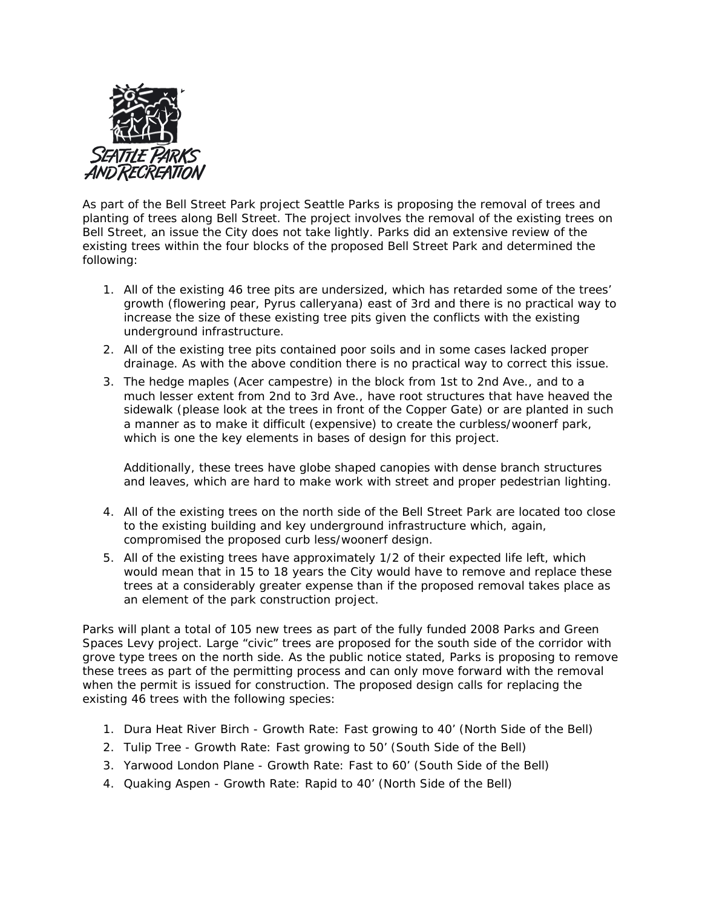SEATTLE PARKS AND RECREATION

As part of the Bell Street Park project Seattle Parks is proposing the removal of trees and planting of trees along Bell Street. The project involves the removal of the existing trees on Bell Street, an issue the City does not take lightly. Parks did an extensive review of the existing trees within the four blocks of the proposed Bell Street Park and determined the following:

1. All of the existing 46 tree pits are undersized, which has retarded some of the trees' growth (flowering pear, Pyrus calleryana) east of 3rd and there is no practical way to increase the size of these existing tree pits given the conflicts with the existing underground infrastructure.
2. All of the existing tree pits contained poor soils and in some cases lacked proper drainage. As with the above condition there is no practical way to correct this issue.
3. The hedge maples (Acer campestre) in the block from 1st to 2nd Ave., and to a much lesser extent from 2nd to 3rd Ave., have root structures that have heaved the sidewalk (please look at the trees in front of the Copper Gate) or are planted in such a manner as to make it difficult (expensive) to create the curbless/woonerf park, which is one the key elements in bases of design for this project.

   Additionally, these trees have globe shaped canopies with dense branch structures and leaves, which are hard to make work with street and proper pedestrian lighting.

4. All of the existing trees on the north side of the Bell Street Park are located too close to the existing building and key underground infrastructure which, again, compromised the proposed curb less/woonerf design.
5. All of the existing trees have approximately 1/2 of their expected life left, which would mean that in 15 to 18 years the City would have to remove and replace these trees at a considerably greater expense than if the proposed removal takes place as an element of the park construction project.

Parks will plant a total of 105 new trees as part of the fully funded 2008 Parks and Green Spaces Levy project. Large "civic" trees are proposed for the south side of the corridor with grove type trees on the north side. As the public notice stated, Parks is proposing to remove these trees as part of the permitting process and can only move forward with the removal when the permit is issued for construction. The proposed design calls for replacing the existing 46 trees with the following species:

1. Dura Heat River Birch - Growth Rate: Fast growing to 40' (North Side of the Bell)
2. Tulip Tree - Growth Rate: Fast growing to 50' (South Side of the Bell)
3. Yarwood London Plane - Growth Rate: Fast to 60' (South Side of the Bell)
4. Quaking Aspen - Growth Rate: Rapid to 40' (North Side of the Bell)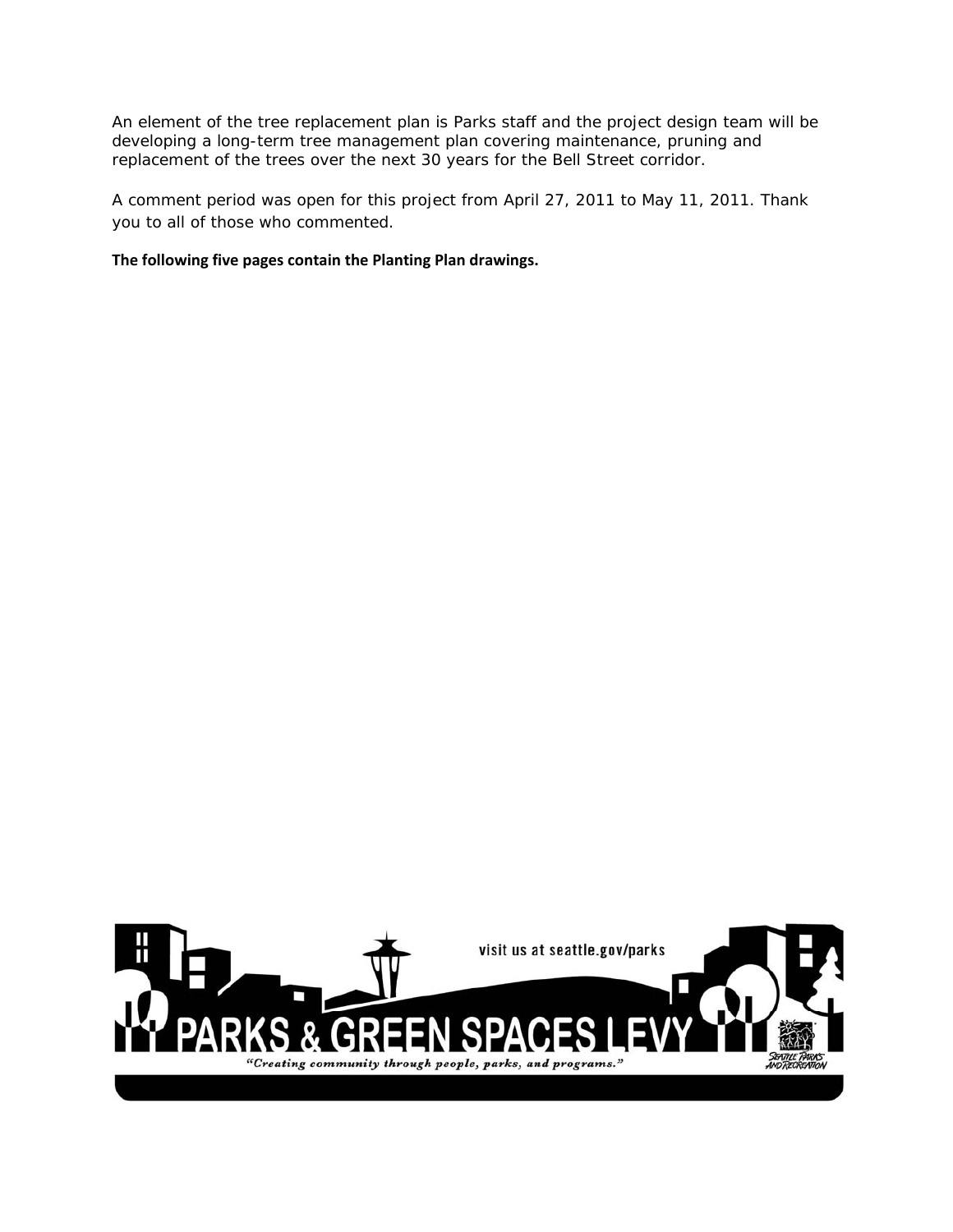An element of the tree replacement plan is Parks staff and the project design team will be developing a long-term tree management plan covering maintenance, pruning and replacement of the trees over the next 30 years for the Bell Street corridor.

A comment period was open for this project from April 27, 2011 to May 11, 2011. Thank you to all of those who commented.

**The following five pages contain the Planting Plan drawings.**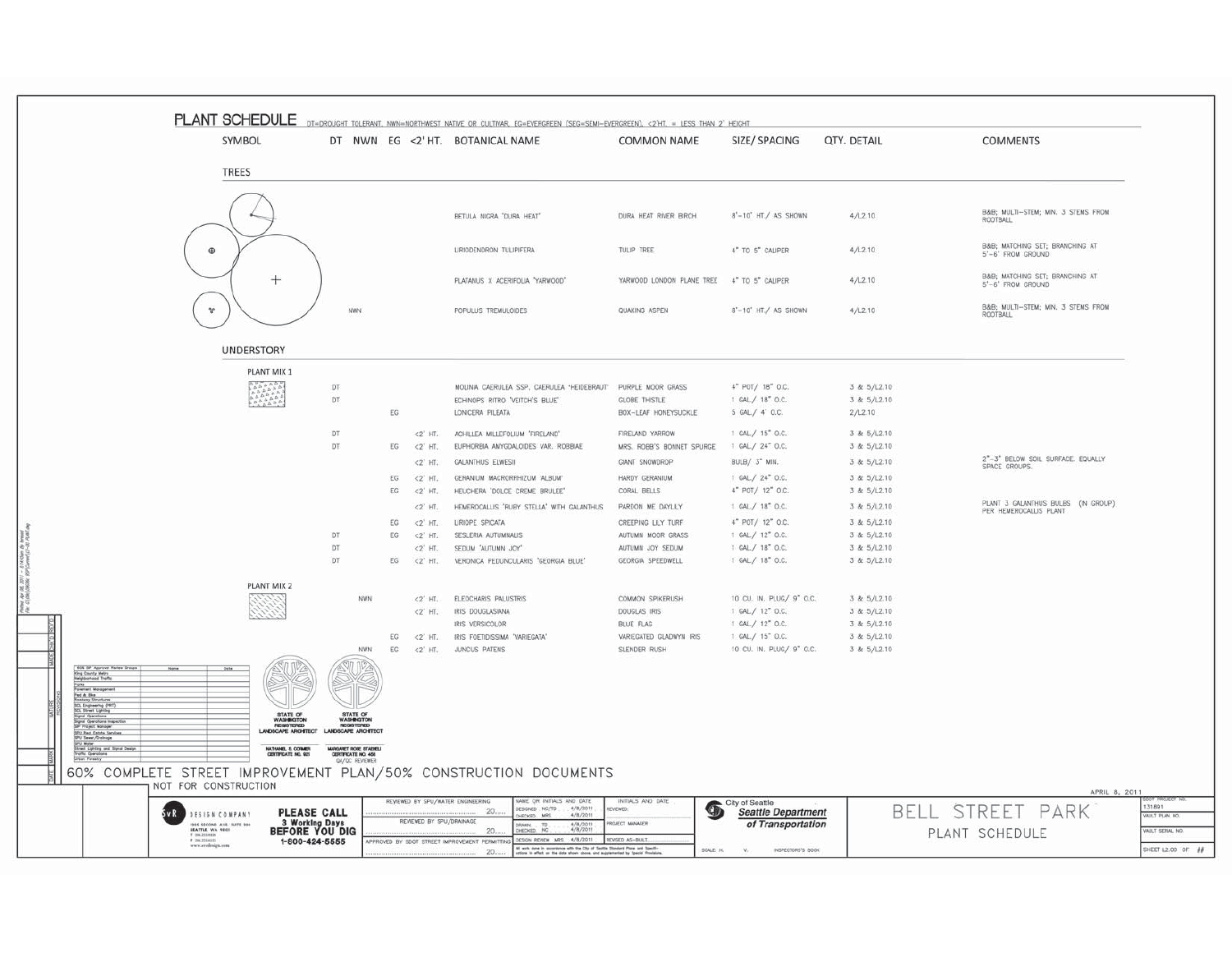# PLANT SCHEDULE

DT=DROUGHT TOLERANT, NWN=NORTHWEST NATIVE OR CULTIVAR, EG=EVERGREEN (SEG=SEMI-EVERGREEN), <2'HT. = LESS THAN 2' HEIGHT

## TREES

| SYMBOL | DT | NWN | EG | <2' HT. | BOTANICAL NAME | COMMON NAME | SIZE/ SPACING | QTY. DETAIL | COMMENTS |
|---|---|---|---|---|---|---|---|---|---|
| | | | | | BETULA NIGRA 'DURA HEAT' | DURA HEAT RIVER BIRCH | 8'-10' HT./ AS SHOWN | 4/L2.10 | B&B; MULTI-STEM; MIN. 3 STEMS FROM ROOTBALL |
| | | | | | LIRIODENDRON TULIPIFERA | TULIP TREE | 4" TO 5" CALIPER | 4/L2.10 | B&B; MATCHING SET; BRANCHING AT 5'-6' FROM GROUND |
| | | | | | PLATANUS X ACERIFOLIA 'YARWOOD' | YARWOOD LONDON PLANE TREE | 4" TO 5" CALIPER | 4/L2.10 | B&B; MATCHING SET; BRANCHING AT 5'-6' FROM GROUND |
| | | NWN | | | POPULUS TREMULOIDES | QUAKING ASPEN | 8'-10' HT./ AS SHOWN | 4/L2.10 | B&B; MULTI-STEM; MIN. 3 STEMS FROM ROOTBALL |

## UNDERSTORY

### PLANT MIX 1

| SYMBOL | DT | NWN | EG | <2' HT. | BOTANICAL NAME | COMMON NAME | SIZE/ SPACING | QTY. DETAIL | COMMENTS |
|---|---|---|---|---|---|---|---|---|---|
| | DT | | | | MOLINIA CAERULEA SSP. CAERULEA 'HEIDEBRAUT' | PURPLE MOOR GRASS | 4" POT/ 18" O.C. | 3 & 5/L2.10 | |
| | DT | | | | ECHINOPS RITRO 'VEITCH'S BLUE' | GLOBE THISTLE | 1 GAL./ 18" O.C. | 3 & 5/L2.10 | |
| | | | EG | | LONICERA PILEATA | BOX-LEAF HONEYSUCKLE | 5 GAL./ 4' O.C. | 2/L2.10 | |
| | DT | | | <2' HT. | ACHILLEA MILLEFOLIUM 'FIRELAND' | FIRELAND YARROW | 1 GAL./ 15" O.C. | 3 & 5/L2.10 | |
| | DT | | EG | <2' HT. | EUPHORBIA AMYGDALOIDES VAR. ROBBIAE | MRS. ROBB'S BONNET SPURGE | 1 GAL./ 24" O.C. | 3 & 5/L2.10 | |
| | | | | <2' HT. | GALANTHUS ELWESII | GIANT SNOWDROP | BULB/ 3" MIN. | 3 & 5/L2.10 | 2"-3" BELOW SOIL SURFACE. EQUALLY SPACE GROUPS. |
| | | | EG | <2' HT. | GERANIUM MACRORRHIZUM 'ALBUM' | HARDY GERANIUM | 1 GAL./ 24" O.C. | 3 & 5/L2.10 | |
| | | | EG | <2' HT. | HEUCHERA 'DOLCE CREME BRULEE' | CORAL BELLS | 4" POT/ 12" O.C. | 3 & 5/L2.10 | |
| | | | | <2' HT. | HEMEROCALLIS 'RUBY STELLA' WITH GALANTHUS | PARDON ME DAYLILY | 1 GAL./ 18" O.C. | 3 & 5/L2.10 | PLANT 3 GALANTHUS BULBS (IN GROUP) PER HEMEROCALLIS PLANT |
| | | | EG | <2' HT. | LIRIOPE SPICATA | CREEPING LILY TURF | 4" POT/ 12" O.C. | 3 & 5/L2.10 | |
| | DT | | EG | <2' HT. | SESLERIA AUTUMNALIS | AUTUMN MOOR GRASS | 1 GAL./ 12" O.C. | 3 & 5/L2.10 | |
| | DT | | | <2' HT. | SEDUM 'AUTUMN JOY' | AUTUMN JOY SEDUM | 1 GAL./ 18" O.C. | 3 & 5/L2.10 | |
| | DT | | EG | <2' HT. | VERONICA PEDUNCULARIS 'GEORGIA BLUE' | GEORGIA SPEEDWELL | 1 GAL./ 18" O.C. | 3 & 5/L2.10 | |

### PLANT MIX 2

| SYMBOL | DT | NWN | EG | <2' HT. | BOTANICAL NAME | COMMON NAME | SIZE/ SPACING | QTY. DETAIL | COMMENTS |
|---|---|---|---|---|---|---|---|---|---|
| | | NWN | | <2' HT. | ELEOCHARIS PALUSTRIS | COMMON SPIKERUSH | 10 CU. IN. PLUG/ 9" O.C. | 3 & 5/L2.10 | |
| | | | | <2' HT. | IRIS DOUGLASIANA | DOUGLAS IRIS | 1 GAL./ 12" O.C. | 3 & 5/L2.10 | |
| | | | | | IRIS VERSICOLOR | BLUE FLAG | 1 GAL./ 12" O.C. | 3 & 5/L2.10 | |
| | | | EG | <2' HT. | IRIS FOETIDISSIMA 'VARIEGATA' | VARIEGATED GLADWYN IRIS | 1 GAL./ 15" O.C. | 3 & 5/L2.10 | |
| | | NWN | EG | <2' HT. | JUNCUS PATENS | SLENDER RUSH | 10 CU. IN. PLUG/ 9" O.C. | 3 & 5/L2.10 | |

STATE OF WASHINGTON REGISTERED LANDSCAPE ARCHITECT — NATHANIEL S. CORMIER, CERTIFICATE NO. 921

STATE OF WASHINGTON REGISTERED LANDSCAPE ARCHITECT — MARGARET ROSE STADELI, CERTIFICATE NO. 458, QA/QC REVIEWER

60% COMPLETE STREET IMPROVEMENT PLAN/50% CONSTRUCTION DOCUMENTS

NOT FOR CONSTRUCTION

APRIL 8, 2011

SvR DESIGN COMPANY, 1205 SECOND AVE. SUITE 200, SEATTLE WA 98101

PLEASE CALL 3 Working Days BEFORE YOU DIG 1-800-424-5555

City of Seattle — Seattle Department of Transportation

BELL STREET PARK — PLANT SCHEDULE

SDOT PROJECT NO. 131891 — SHEET L2.00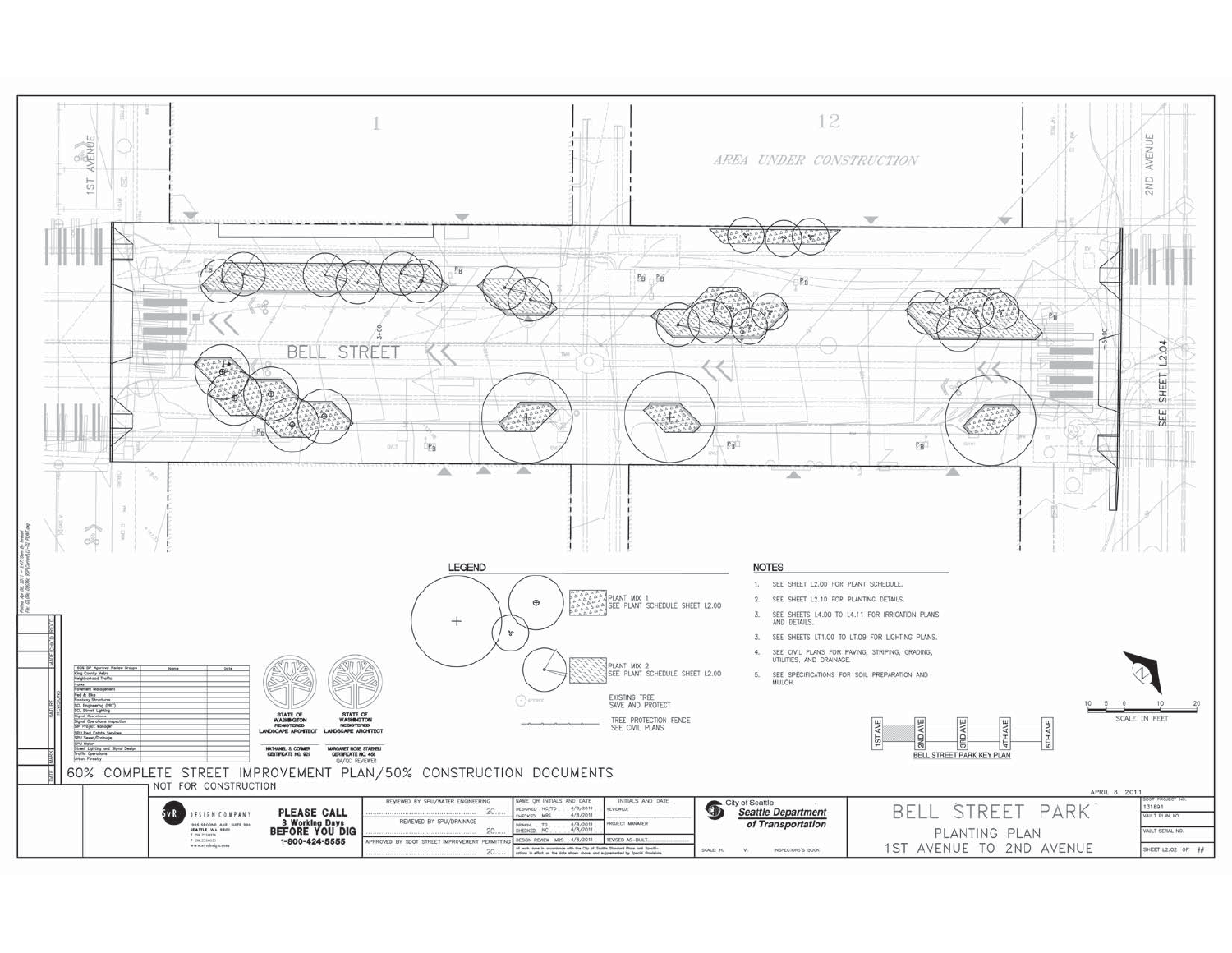# BELL STREET PARK

## PLANTING PLAN

### 1ST AVENUE TO 2ND AVENUE

1ST AVENUE

2ND AVENUE

1

12

*AREA UNDER CONSTRUCTION*

BELL STREET

SEE SHEET L2.04

## LEGEND

- PLANT MIX 1 — SEE PLANT SCHEDULE SHEET L2.00
- PLANT MIX 2 — SEE PLANT SCHEDULE SHEET L2.00
- EXISTING TREE — SAVE AND PROTECT
- TREE PROTECTION FENCE — SEE CIVIL PLANS

## NOTES

1. SEE SHEET L2.00 FOR PLANT SCHEDULE.
2. SEE SHEET L2.10 FOR PLANTING DETAILS.
3. SEE SHEETS L4.00 TO L4.11 FOR IRRIGATION PLANS AND DETAILS.
3. SEE SHEETS LT1.00 TO LT.09 FOR LIGHTING PLANS.
4. SEE CIVIL PLANS FOR PAVING, STRIPING, GRADING, UTILITIES, AND DRAINAGE.
5. SEE SPECIFICATIONS FOR SOIL PREPARATION AND MULCH.

SCALE IN FEET: 10 5 0 10 20

BELL STREET PARK KEY PLAN: 1ST AVE | 2ND AVE | 3RD AVE | 4TH AVE | 5TH AVE

STATE OF WASHINGTON REGISTERED LANDSCAPE ARCHITECT — NATHANIEL S. CORMIER, CERTIFICATE NO. 901

STATE OF WASHINGTON REGISTERED LANDSCAPE ARCHITECT — MARGARET ROSE STADELI, CERTIFICATE NO. 461, QA/QC REVIEWER

| SDS SIP Approval Review Groups | Name | Date |
|---|---|---|
| King County Metro | | |
| Neighborhood Traffic | | |
| Parks | | |
| Pavement Management | | |
| Ped & Bike | | |
| Roadway Structures | | |
| SCL Engineering (PRT) | | |
| SCL Street Lighting | | |
| Signal Operations | | |
| Signal Operations Inspection | | |
| SIP Project Manager | | |
| SPU Real Estate Services | | |
| SPU Sewer/Drainage | | |
| SPU Water | | |
| Street Lighting and Signal Design | | |
| Traffic Operations | | |
| Urban Forestry | | |

**60% COMPLETE STREET IMPROVEMENT PLAN/50% CONSTRUCTION DOCUMENTS**

NOT FOR CONSTRUCTION

APRIL 8, 2011

SvR DESIGN COMPANY — 1205 SECOND AVE, SUITE 800, SEATTLE WA 98101 — www.svrdesign.com

**PLEASE CALL 3 Working Days BEFORE YOU DIG 1-800-424-5555**

REVIEWED BY SPU/WATER ENGINEERING ........ 20....

REVIEWED BY SPU/DRAINAGE ........ 20....

APPROVED BY SDOT STREET IMPROVEMENT PERMITTING ........ 20....

| NAME OR INITIALS AND DATE | | |
|---|---|---|
| DESIGNED | NC/TD | 4/8/2011 |
| CHECKED | MRS | 4/8/2011 |
| DRAWN | TD | 4/8/2011 |
| CHECKED | NC | 4/8/2011 |
| DESIGN REVIEW | MRS | 4/8/2011 |

INITIALS AND DATE: REVIEWED: / PROJECT MANAGER / REVISED AS-BUILT

All work done in accordance with the City of Seattle Standard Plans and Specifications in effect on the date shown above, and supplemented by Special Provisions.

SCALE: H. V. INSPECTOR'S BOOK

City of Seattle — Seattle Department of Transportation

SDOT PROJECT NO. 1.11691

VAULT PLAN NO.

VAULT SERIAL NO.

SHEET L2.02 OF ##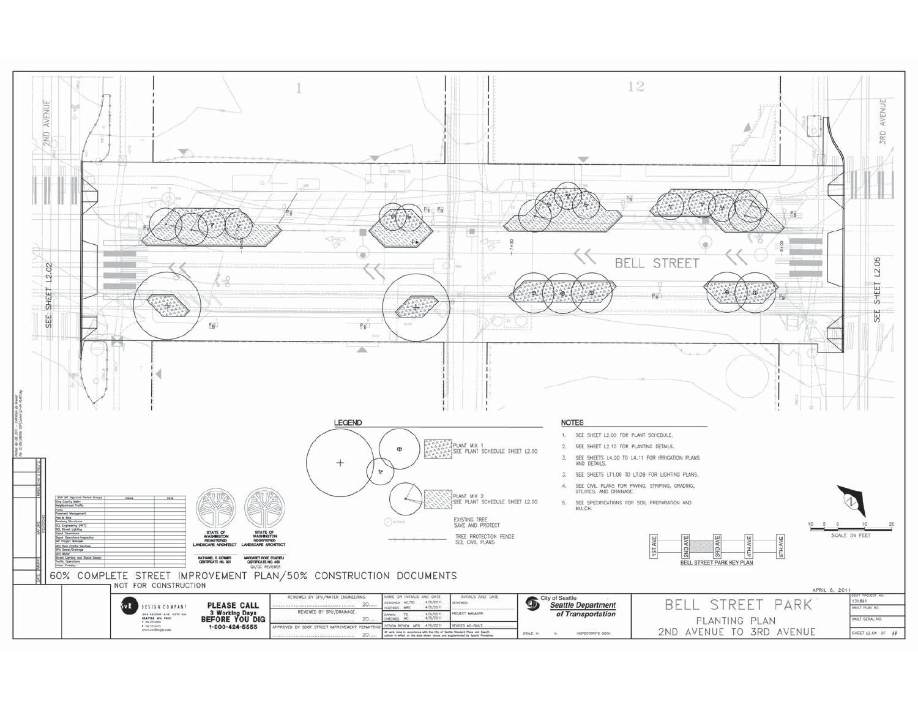# BELL STREET PARK

## PLANTING PLAN

## 2ND AVENUE TO 3RD AVENUE

2ND AVENUE

3RD AVENUE

BELL STREET

SEE SHEET L2.02

SEE SHEET L2.06

## LEGEND

PLANT MIX 1 SEE PLANT SCHEDULE SHEET L2.00

PLANT MIX 2 SEE PLANT SCHEDULE SHEET L2.00

EXISTING TREE SAVE AND PROTECT

TREE PROTECTION FENCE SEE CIVIL PLANS

## NOTES

1. SEE SHEET L2.00 FOR PLANT SCHEDULE.
2. SEE SHEET L2.10 FOR PLANTING DETAILS.
3. SEE SHEETS L4.00 TO L4.11 FOR IRRIGATION PLANS AND DETAILS.
3. SEE SHEETS LT1.00 TO LT.09 FOR LIGHTING PLANS.
4. SEE CIVIL PLANS FOR PAVING, STRIPING, GRADING, UTILITIES, AND DRAINAGE.
5. SEE SPECIFICATIONS FOR SOIL PREPARATION AND MULCH.

SCALE IN FEET

BELL STREET PARK KEY PLAN: 1ST AVE | 2ND AVE | 3RD AVE | 4TH AVE | 5TH AVE

| SDOT SIP Approval Review Groups | Name | Date |
|---|---|---|
| King County Metro | | |
| Neighborhood Traffic | | |
| Parks | | |
| Pavement Management | | |
| Ped & Bike | | |
| Roadway Structures | | |
| SCL Engineering (PRT) | | |
| SCL Street Lighting | | |
| Signal Operations | | |
| Signal Operations Inspection | | |
| SIP Project Manager | | |
| SPU Real Estate Services | | |
| SPU Sewer/Drainage | | |
| SPU Water | | |
| Street Lighting and Signal Design | | |
| Traffic Operations | | |
| Urban Forestry | | |

STATE OF WASHINGTON REGISTERED LANDSCAPE ARCHITECT — NATHANIEL S. CORMIER CERTIFICATE NO. 921

STATE OF WASHINGTON REGISTERED LANDSCAPE ARCHITECT — MARGARET ROSE STADELI CERTIFICATE NO. 458 QA/QC REVIEWER

60% COMPLETE STREET IMPROVEMENT PLAN/50% CONSTRUCTION DOCUMENTS
NOT FOR CONSTRUCTION

APRIL 8, 2011

SvR DESIGN COMPANY, 1205 SECOND AVE, SUITE 300, SEATTLE WA 98101

**PLEASE CALL 3 Working Days BEFORE YOU DIG 1-800-424-5555**

REVIEWED BY SPU/WATER ENGINEERING ........ 20....
REVIEWED BY SPU/DRAINAGE ........ 20....
APPROVED BY SDOT STREET IMPROVEMENT PERMITTING ........ 20....

| NAME OR INITIALS AND DATE | | |
|---|---|---|
| DESIGNED | NC/TD | 4/8/2011 |
| CHECKED | MRS | 4/8/2011 |
| DRAWN | TD | 4/8/2011 |
| CHECKED | NC | 4/8/2011 |
| DESIGN REVIEW | MRS | 4/8/2011 |

INITIALS AND DATE — REVIEWED: / PROJECT MANAGER / REVISED AS-BUILT

All work done in accordance with the City of Seattle Standard Plans and Specifications in effect on the date shown above, and supplemented by Special Provisions.

City of Seattle **Seattle Department of Transportation**

SCALE: H. V. INSPECTOR'S BOOK

SDOT PROJECT NO. 131891
VAULT PLAN NO.
VAULT SERIAL NO.
SHEET L2.04 OF ##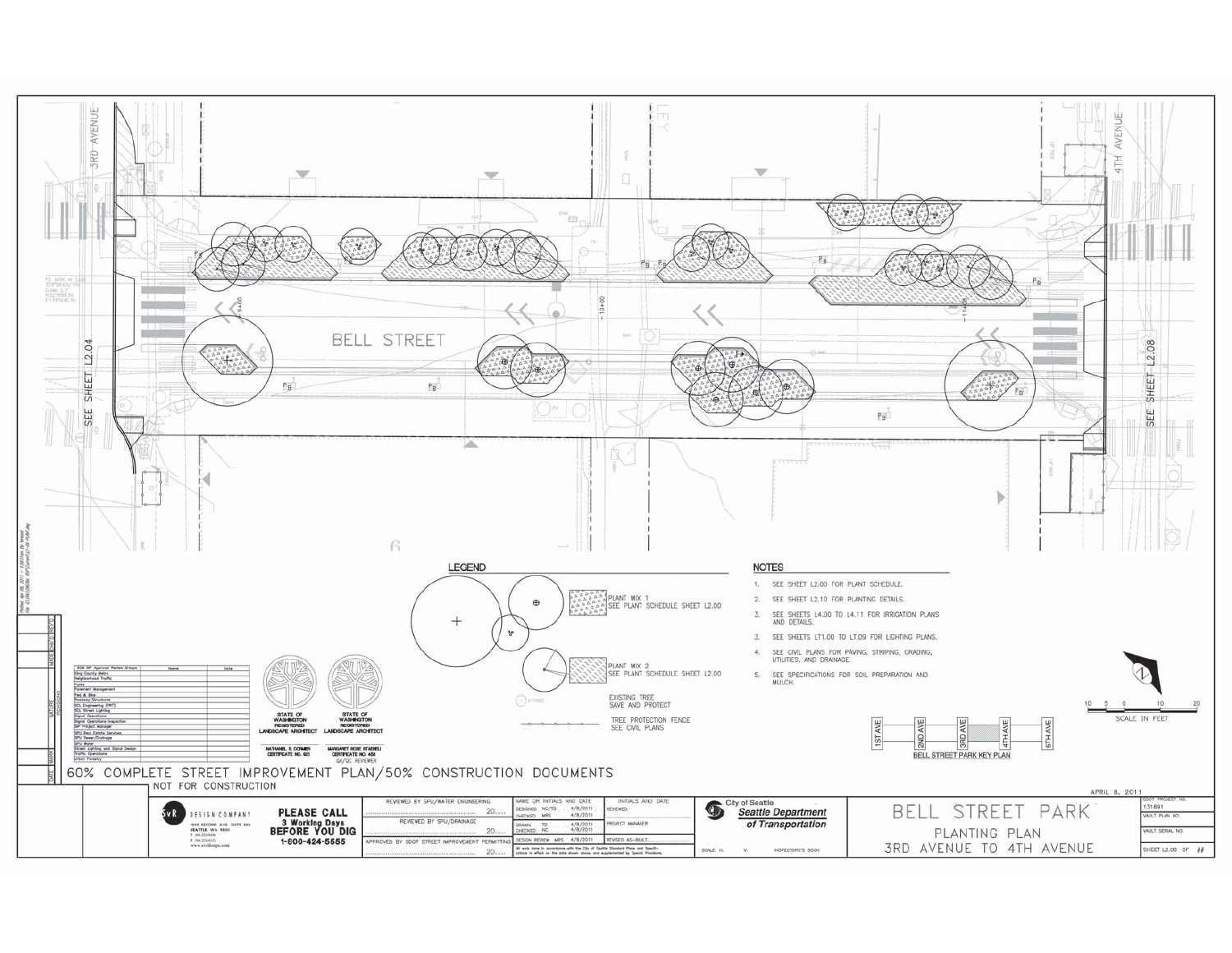# BELL STREET PARK

## PLANTING PLAN

### 3RD AVENUE TO 4TH AVENUE

3RD AVENUE

4TH AVENUE

BELL STREET

SEE SHEET L2.04

SEE SHEET L2.08

## LEGEND

- PLANT MIX 1 — SEE PLANT SCHEDULE SHEET L2.00
- PLANT MIX 2 — SEE PLANT SCHEDULE SHEET L2.00
- EXISTING TREE — SAVE AND PROTECT
- TREE PROTECTION FENCE — SEE CIVIL PLANS

## NOTES

1. SEE SHEET L2.00 FOR PLANT SCHEDULE.
2. SEE SHEET L2.10 FOR PLANTING DETAILS.
3. SEE SHEETS L4.00 TO L4.11 FOR IRRIGATION PLANS AND DETAILS.
3. SEE SHEETS LT1.00 TO LT.09 FOR LIGHTING PLANS.
4. SEE CIVIL PLANS FOR PAVING, STRIPING, GRADING, UTILITIES, AND DRAINAGE.
5. SEE SPECIFICATIONS FOR SOIL PREPARATION AND MULCH.

SCALE IN FEET: 10 5 0 10 20

BELL STREET PARK KEY PLAN: 1ST AVE | 2ND AVE | 3RD AVE | 4TH AVE | 5TH AVE

| SDOT SIP Approval Review Groups | Name | Date |
|---|---|---|
| King County Metro | | |
| Neighborhood Traffic | | |
| Parks | | |
| Pavement Management | | |
| Ped & Bike | | |
| Roadway Structures | | |
| SCL Engineering (PRT) | | |
| SCL Street Lighting | | |
| Signal Operations | | |
| Signal Operations Inspection | | |
| SIP Project Manager | | |
| SPU Real Estate Services | | |
| SPU Sewer/Drainage | | |
| SPU Water | | |
| Street Lighting and Signal Design | | |
| Traffic Operations | | |
| Urban Forestry | | |

STATE OF WASHINGTON REGISTERED LANDSCAPE ARCHITECT — NATHANIEL S. CORMIER, CERTIFICATE NO. 901

STATE OF WASHINGTON REGISTERED LANDSCAPE ARCHITECT — MARGARET ROSE STADELI, CERTIFICATE NO. 458, QA/QC REVIEWER

60% COMPLETE STREET IMPROVEMENT PLAN/50% CONSTRUCTION DOCUMENTS

NOT FOR CONSTRUCTION

APRIL 8, 2011

SvR DESIGN COMPANY — 1205 SECOND AVE, SUITE 200, SEATTLE WA 98101 — www.svrdesign.com

PLEASE CALL 3 Working Days BEFORE YOU DIG 1-800-424-5555

REVIEWED BY SPU/WATER ENGINEERING ........ 20....

REVIEWED BY SPU/DRAINAGE ........ 20....

APPROVED BY SDOT STREET IMPROVEMENT PERMITTING ........ 20....

| NAME OR INITIALS AND DATE | | |
|---|---|---|
| DESIGNED | NC/TD | 4/8/2011 |
| CHECKED | MRS | 4/8/2011 |
| DRAWN | TD | 4/8/2011 |
| CHECKED | NC | 4/8/2011 |
| DESIGN REVIEW | MRS | 4/8/2011 |

INITIALS AND DATE: REVIEWED: / PROJECT MANAGER / REVISED AS-BUILT

All work done in accordance with the City of Seattle Standard Plans and Specifications in effect on the date shown above, and supplemented by Special Provisions.

City of Seattle — Seattle Department of Transportation

SCALE: H. V. INSPECTOR'S BOOK

SDOT PROJECT NO. 131691

VAULT PLAN NO.

VAULT SERIAL NO.

SHEET L2.05 OF ##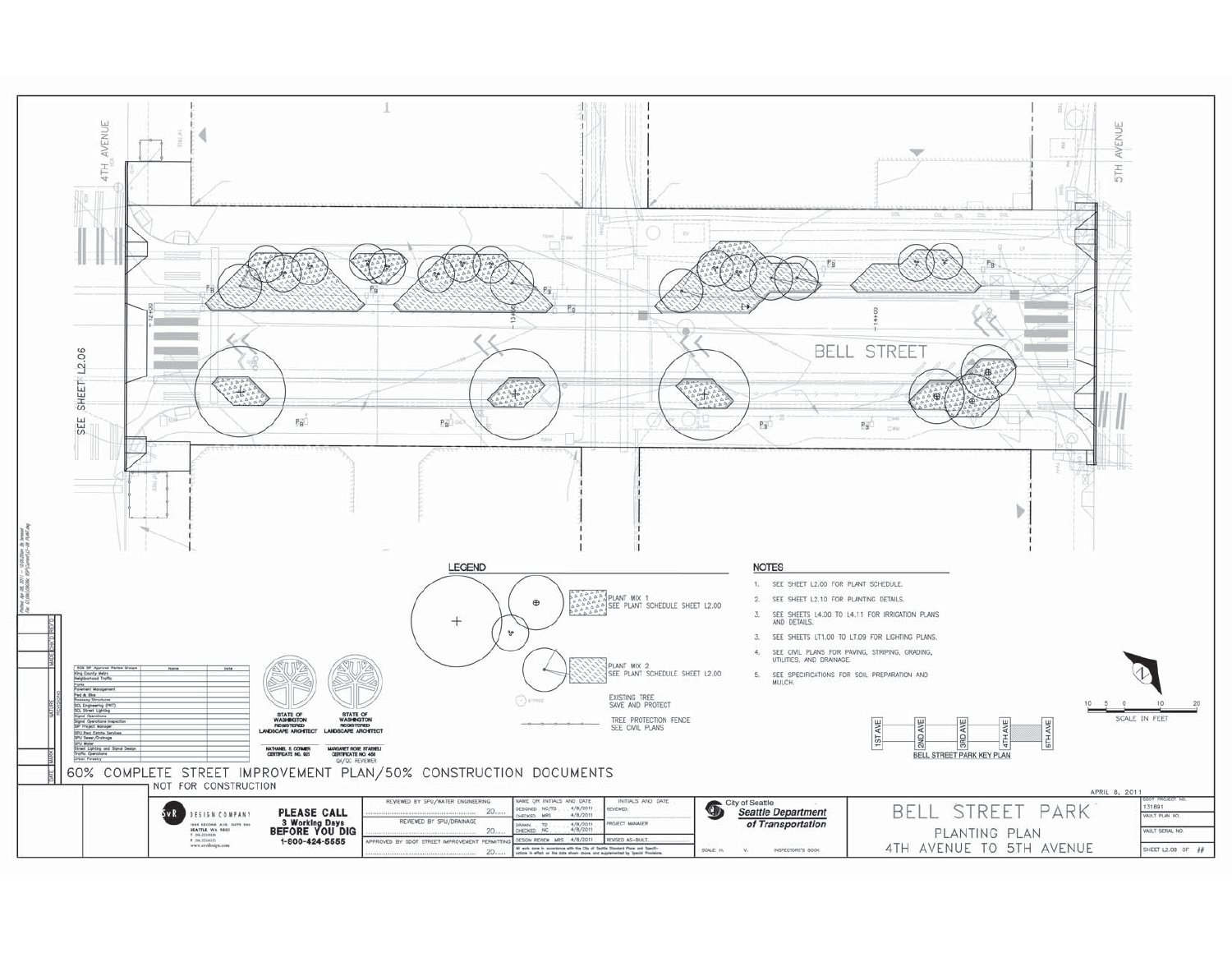4TH AVENUE

5TH AVENUE

BELL STREET

SEE SHEET L2.06

## LEGEND

PLANT MIX 1
SEE PLANT SCHEDULE SHEET L2.00

PLANT MIX 2
SEE PLANT SCHEDULE SHEET L2.00

EXISTING TREE
SAVE AND PROTECT

TREE PROTECTION FENCE
SEE CIVIL PLANS

## NOTES

1. SEE SHEET L2.00 FOR PLANT SCHEDULE.
2. SEE SHEET L2.10 FOR PLANTING DETAILS.
3. SEE SHEETS L4.00 TO L4.11 FOR IRRIGATION PLANS AND DETAILS.
3. SEE SHEETS LT1.00 TO LT.09 FOR LIGHTING PLANS.
4. SEE CIVIL PLANS FOR PAVING, STRIPING, GRADING, UTILITIES, AND DRAINAGE.
5. SEE SPECIFICATIONS FOR SOIL PREPARATION AND MULCH.

SCALE IN FEET

10 5 0 10 20

BELL STREET PARK KEY PLAN

1ST AVE | 2ND AVE | 3RD AVE | 4TH AVE | 5TH AVE

| SDS SIP Approval Review Groups | Name | Date |
|---|---|---|
| King County Metro | | |
| Neighborhood Traffic | | |
| Parks | | |
| Pavement Management | | |
| Ped & Bike | | |
| Roadway Structures | | |
| SCL Engineering (PRT) | | |
| SCL Street Lighting | | |
| Signal Operations | | |
| Signal Operations Inspection | | |
| SIP Project Manager | | |
| SPU Real Estate Services | | |
| SPU Sewer/Drainage | | |
| SPU Water | | |
| Street Lighting and Signal Design | | |
| Traffic Operations | | |
| Urban Forestry | | |

STATE OF WASHINGTON REGISTERED LANDSCAPE ARCHITECT
NATHANIEL S. CORMIER
CERTIFICATE NO. 921

STATE OF WASHINGTON REGISTERED LANDSCAPE ARCHITECT
MARGARET ROSE STADELI
CERTIFICATE NO. 458
QA/QC REVIEWER

60% COMPLETE STREET IMPROVEMENT PLAN/50% CONSTRUCTION DOCUMENTS
NOT FOR CONSTRUCTION

APRIL 8, 2011

SvR DESIGN COMPANY
1205 SECOND AVE, SUITE 200
SEATTLE WA 98101
T 206.223.0326
F 206.223.0125
www.svrdesign.com

PLEASE CALL
3 Working Days
BEFORE YOU DIG
1-800-424-5555

REVIEWED BY SPU/WATER ENGINEERING ........ 20....
REVIEWED BY SPU/DRAINAGE ........ 20....
APPROVED BY SDOT STREET IMPROVEMENT PERMITTING ........ 20....

| NAME OR INITIALS AND DATE | | |
|---|---|---|
| DESIGNED | NC/TD | 4/8/2011 |
| CHECKED | MRS | 4/8/2011 |
| DRAWN | TD | 4/8/2011 |
| CHECKED | NC | 4/8/2011 |
| DESIGN REVIEW | MRS | 4/8/2011 |

INITIALS AND DATE
REVIEWED:
PROJECT MANAGER
REVISED AS-BUILT

All work done in accordance with the City of Seattle Standard Plans and Specifications in effect on the date shown above, and supplemented by Special Provisions.

City of Seattle
Seattle Department of Transportation

SCALE: H. V. INSPECTOR'S BOOK

# BELL STREET PARK

PLANTING PLAN
4TH AVENUE TO 5TH AVENUE

SDOT PROJECT NO. 131691
VAULT PLAN NO.
VAULT SERIAL NO.
SHEET L2.08 OF ##